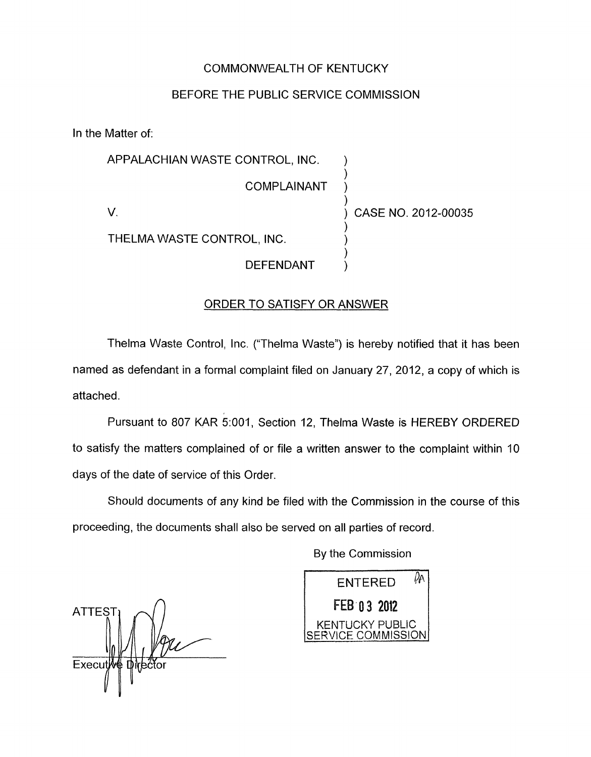COMMONWEALTH OF KENTUCKY

BEFORE THE PUBLIC SERVICE COMMISSION

In the Matter of:

APPALACHIAN WASTE CONTROL, INC. )
)
COMPLAINANT )
)
V. ) CASE NO. 2012-00035
)
THELMA WASTE CONTROL, INC. )
)
DEFENDANT )

ORDER TO SATISFY OR ANSWER

Thelma Waste Control, Inc. ("Thelma Waste") is hereby notified that it has been named as defendant in a formal complaint filed on January 27, 2012, a copy of which is attached.

Pursuant to 807 KAR 5:001, Section 12, Thelma Waste is HEREBY ORDERED to satisfy the matters complained of or file a written answer to the complaint within 10 days of the date of service of this Order.

Should documents of any kind be filed with the Commission in the course of this proceeding, the documents shall also be served on all parties of record.

By the Commission

ENTERED
FEB 03 2012
KENTUCKY PUBLIC SERVICE COMMISSION

ATTEST:

Executive Director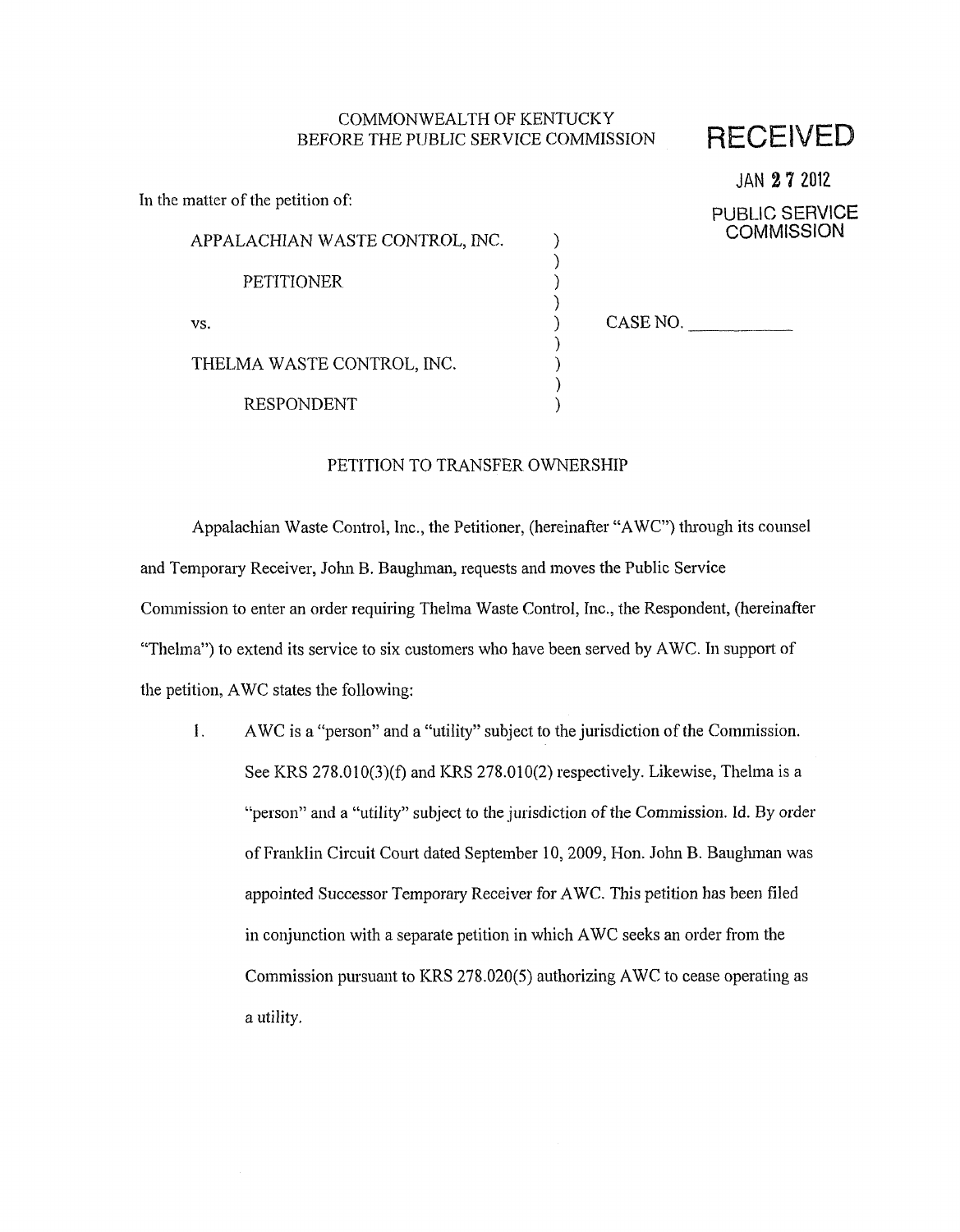COMMONWEALTH OF KENTUCKY
BEFORE THE PUBLIC SERVICE COMMISSION

**RECEIVED**

JAN 27 2012

PUBLIC SERVICE COMMISSION

In the matter of the petition of:

APPALACHIAN WASTE CONTROL, INC. )
)
PETITIONER )
)
vs. ) CASE NO. \_\_\_\_\_\_\_\_\_\_
)
THELMA WASTE CONTROL, INC. )
)
RESPONDENT )

PETITION TO TRANSFER OWNERSHIP

Appalachian Waste Control, Inc., the Petitioner, (hereinafter "AWC") through its counsel and Temporary Receiver, John B. Baughman, requests and moves the Public Service Commission to enter an order requiring Thelma Waste Control, Inc., the Respondent, (hereinafter "Thelma") to extend its service to six customers who have been served by AWC. In support of the petition, AWC states the following:

1. AWC is a "person" and a "utility" subject to the jurisdiction of the Commission. See KRS 278.010(3)(f) and KRS 278.010(2) respectively. Likewise, Thelma is a "person" and a "utility" subject to the jurisdiction of the Commission. Id. By order of Franklin Circuit Court dated September 10, 2009, Hon. John B. Baughman was appointed Successor Temporary Receiver for AWC. This petition has been filed in conjunction with a separate petition in which AWC seeks an order from the Commission pursuant to KRS 278.020(5) authorizing AWC to cease operating as a utility.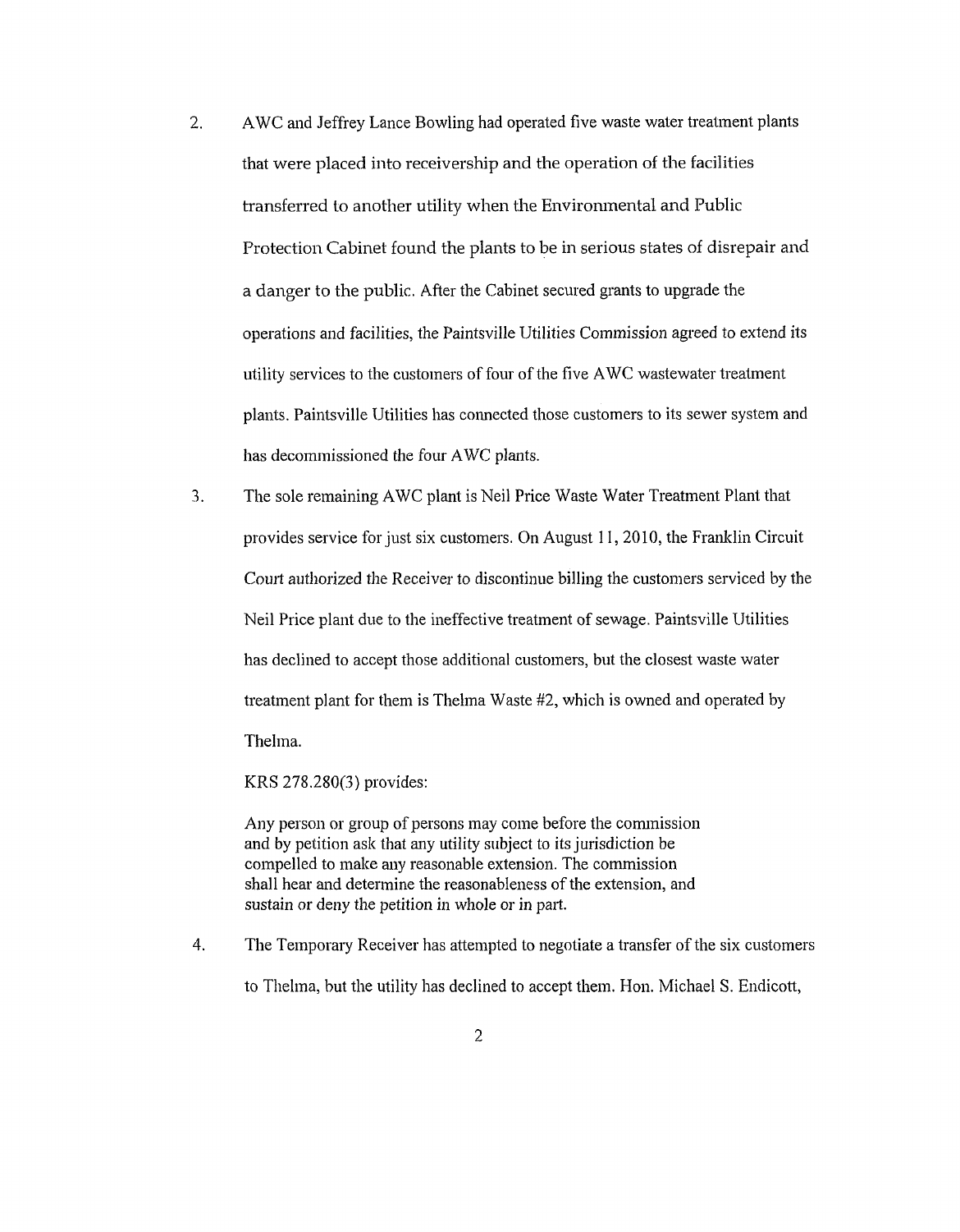2. AWC and Jeffrey Lance Bowling had operated five waste water treatment plants that were placed into receivership and the operation of the facilities transferred to another utility when the Environmental and Public Protection Cabinet found the plants to be in serious states of disrepair and a danger to the public. After the Cabinet secured grants to upgrade the operations and facilities, the Paintsville Utilities Commission agreed to extend its utility services to the customers of four of the five AWC wastewater treatment plants. Paintsville Utilities has connected those customers to its sewer system and has decommissioned the four AWC plants.

3. The sole remaining AWC plant is Neil Price Waste Water Treatment Plant that provides service for just six customers. On August 11, 2010, the Franklin Circuit Court authorized the Receiver to discontinue billing the customers serviced by the Neil Price plant due to the ineffective treatment of sewage. Paintsville Utilities has declined to accept those additional customers, but the closest waste water treatment plant for them is Thelma Waste #2, which is owned and operated by Thelma.

   KRS 278.280(3) provides:

   > Any person or group of persons may come before the commission and by petition ask that any utility subject to its jurisdiction be compelled to make any reasonable extension. The commission shall hear and determine the reasonableness of the extension, and sustain or deny the petition in whole or in part.

4. The Temporary Receiver has attempted to negotiate a transfer of the six customers to Thelma, but the utility has declined to accept them. Hon. Michael S. Endicott,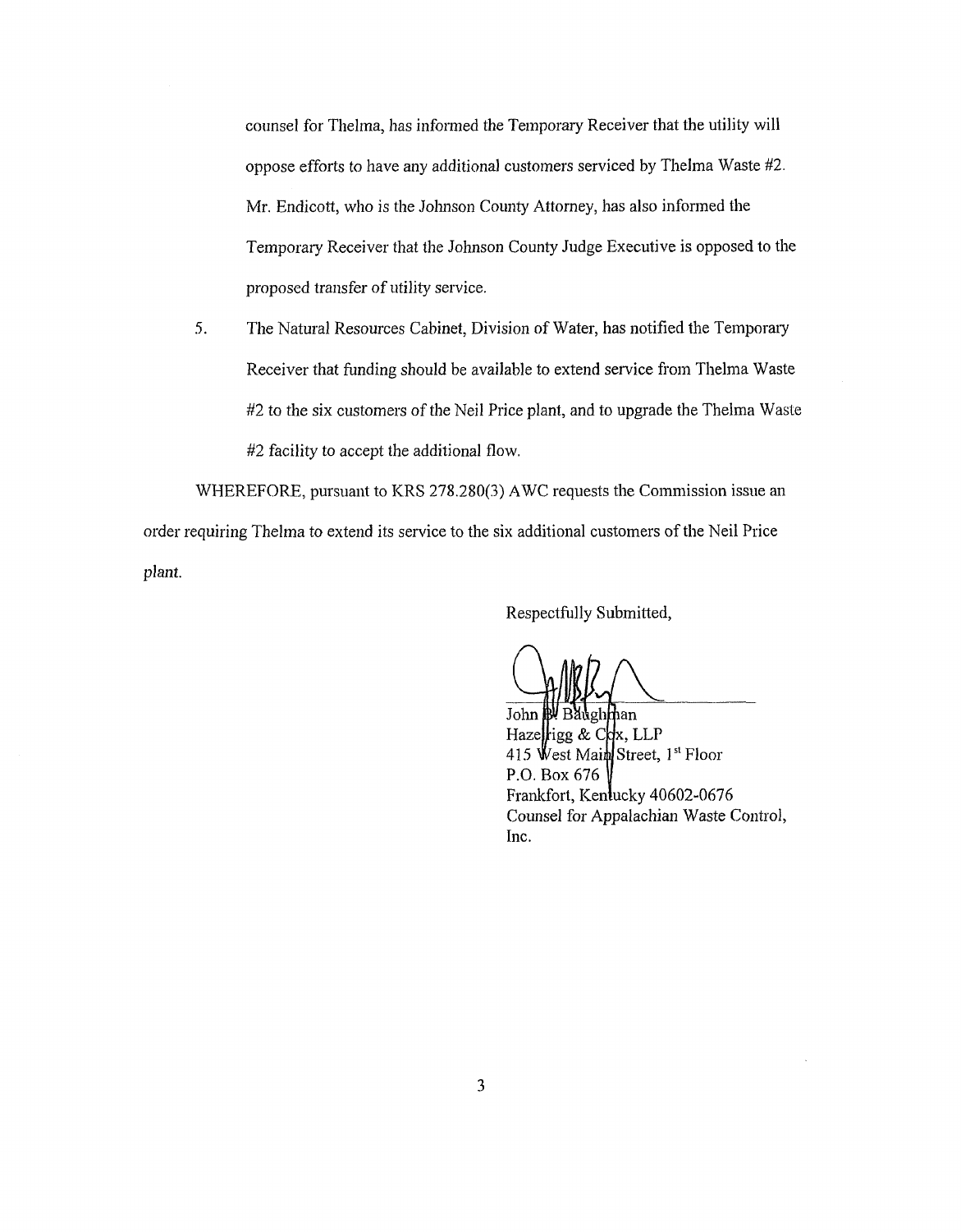counsel for Thelma, has informed the Temporary Receiver that the utility will oppose efforts to have any additional customers serviced by Thelma Waste #2. Mr. Endicott, who is the Johnson County Attorney, has also informed the Temporary Receiver that the Johnson County Judge Executive is opposed to the proposed transfer of utility service.

5. The Natural Resources Cabinet, Division of Water, has notified the Temporary Receiver that funding should be available to extend service from Thelma Waste #2 to the six customers of the Neil Price plant, and to upgrade the Thelma Waste #2 facility to accept the additional flow.

WHEREFORE, pursuant to KRS 278.280(3) AWC requests the Commission issue an order requiring Thelma to extend its service to the six additional customers of the Neil Price plant.

Respectfully Submitted,

John B. Baughman
Hazelrigg & Cox, LLP
415 West Main Street, 1st Floor
P.O. Box 676
Frankfort, Kentucky 40602-0676
Counsel for Appalachian Waste Control, Inc.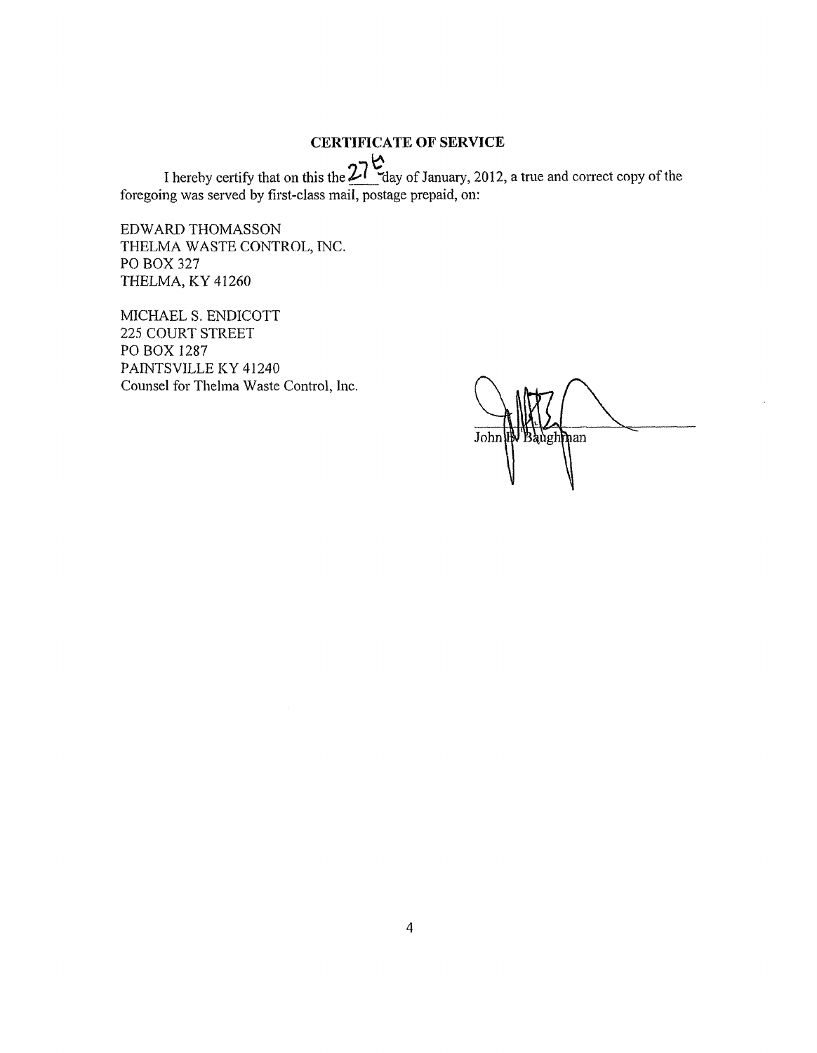**CERTIFICATE OF SERVICE**

I hereby certify that on this the 27th day of January, 2012, a true and correct copy of the foregoing was served by first-class mail, postage prepaid, on:

EDWARD THOMASSON  
THELMA WASTE CONTROL, INC.  
PO BOX 327  
THELMA, KY 41260

MICHAEL S. ENDICOTT  
225 COURT STREET  
PO BOX 1287  
PAINTSVILLE KY 41240  
Counsel for Thelma Waste Control, Inc.

John B. Baughman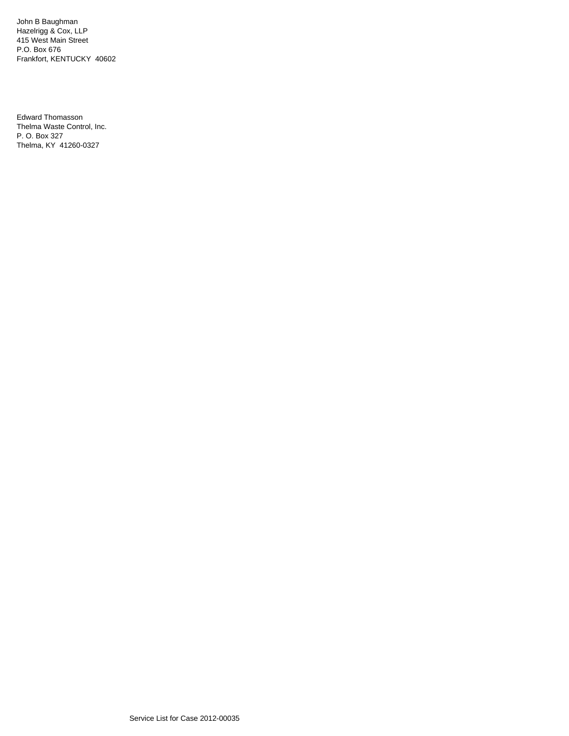John B Baughman
Hazelrigg & Cox, LLP
415 West Main Street
P.O. Box 676
Frankfort, KENTUCKY 40602

Edward Thomasson
Thelma Waste Control, Inc.
P. O. Box 327
Thelma, KY 41260-0327

Service List for Case 2012-00035